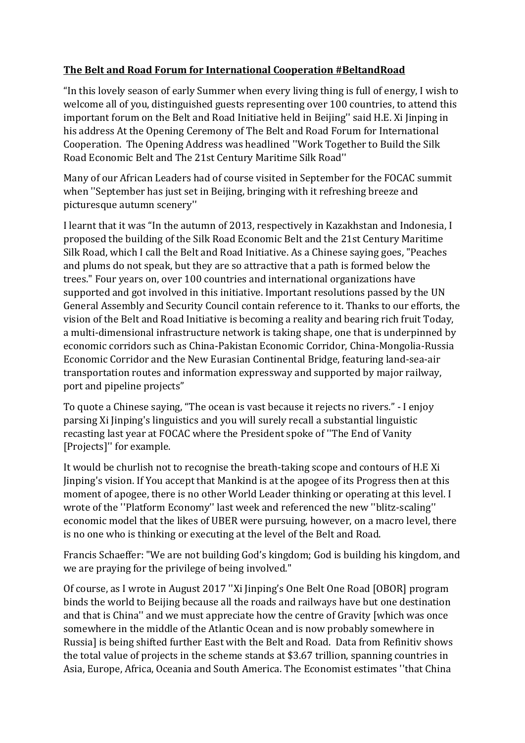**The Belt and Road Forum for International Cooperation #BeltandRoad**

"In this lovely season of early Summer when every living thing is full of energy, I wish to welcome all of you, distinguished guests representing over 100 countries, to attend this important forum on the Belt and Road Initiative held in Beijing'' said H.E. Xi Jinping in his address At the Opening Ceremony of The Belt and Road Forum for International Cooperation. The Opening Address was headlined ''Work Together to Build the Silk Road Economic Belt and The 21st Century Maritime Silk Road''

Many of our African Leaders had of course visited in September for the FOCAC summit when ''September has just set in Beijing, bringing with it refreshing breeze and picturesque autumn scenery''

I learnt that it was "In the autumn of 2013, respectively in Kazakhstan and Indonesia, I proposed the building of the Silk Road Economic Belt and the 21st Century Maritime Silk Road, which I call the Belt and Road Initiative. As a Chinese saying goes, "Peaches and plums do not speak, but they are so attractive that a path is formed below the trees." Four years on, over 100 countries and international organizations have supported and got involved in this initiative. Important resolutions passed by the UN General Assembly and Security Council contain reference to it. Thanks to our efforts, the vision of the Belt and Road Initiative is becoming a reality and bearing rich fruit Today, a multi-dimensional infrastructure network is taking shape, one that is underpinned by economic corridors such as China-Pakistan Economic Corridor, China-Mongolia-Russia Economic Corridor and the New Eurasian Continental Bridge, featuring land-sea-air transportation routes and information expressway and supported by major railway, port and pipeline projects"

To quote a Chinese saying, "The ocean is vast because it rejects no rivers." - I enjoy parsing Xi Jinping's linguistics and you will surely recall a substantial linguistic recasting last year at FOCAC where the President spoke of ''The End of Vanity [Projects]'' for example.

It would be churlish not to recognise the breath-taking scope and contours of H.E Xi Jinping's vision. If You accept that Mankind is at the apogee of its Progress then at this moment of apogee, there is no other World Leader thinking or operating at this level. I wrote of the ''Platform Economy'' last week and referenced the new ''blitz-scaling'' economic model that the likes of UBER were pursuing, however, on a macro level, there is no one who is thinking or executing at the level of the Belt and Road.

Francis Schaeffer: "We are not building God's kingdom; God is building his kingdom, and we are praying for the privilege of being involved."

Of course, as I wrote in August 2017 ''Xi Jinping's One Belt One Road [OBOR] program binds the world to Beijing because all the roads and railways have but one destination and that is China'' and we must appreciate how the centre of Gravity [which was once somewhere in the middle of the Atlantic Ocean and is now probably somewhere in Russia] is being shifted further East with the Belt and Road. Data from Refinitiv shows the total value of projects in the scheme stands at $3.67 trillion, spanning countries in Asia, Europe, Africa, Oceania and South America. The Economist estimates ''that China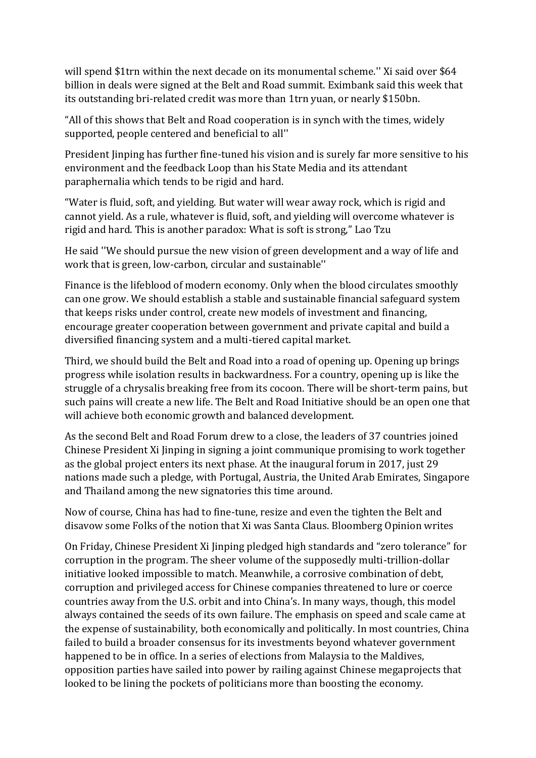will spend $1trn within the next decade on its monumental scheme.'' Xi said over $64 billion in deals were signed at the Belt and Road summit. Eximbank said this week that its outstanding bri-related credit was more than 1trn yuan, or nearly $150bn.

“All of this shows that Belt and Road cooperation is in synch with the times, widely supported, people centered and beneficial to all''

President Jinping has further fine-tuned his vision and is surely far more sensitive to his environment and the feedback Loop than his State Media and its attendant paraphernalia which tends to be rigid and hard.

“Water is fluid, soft, and yielding. But water will wear away rock, which is rigid and cannot yield. As a rule, whatever is fluid, soft, and yielding will overcome whatever is rigid and hard. This is another paradox: What is soft is strong,” Lao Tzu

He said ''We should pursue the new vision of green development and a way of life and work that is green, low-carbon, circular and sustainable''

Finance is the lifeblood of modern economy. Only when the blood circulates smoothly can one grow. We should establish a stable and sustainable financial safeguard system that keeps risks under control, create new models of investment and financing, encourage greater cooperation between government and private capital and build a diversified financing system and a multi-tiered capital market.

Third, we should build the Belt and Road into a road of opening up. Opening up brings progress while isolation results in backwardness. For a country, opening up is like the struggle of a chrysalis breaking free from its cocoon. There will be short-term pains, but such pains will create a new life. The Belt and Road Initiative should be an open one that will achieve both economic growth and balanced development.

As the second Belt and Road Forum drew to a close, the leaders of 37 countries joined Chinese President Xi Jinping in signing a joint communique promising to work together as the global project enters its next phase. At the inaugural forum in 2017, just 29 nations made such a pledge, with Portugal, Austria, the United Arab Emirates, Singapore and Thailand among the new signatories this time around.

Now of course, China has had to fine-tune, resize and even the tighten the Belt and disavow some Folks of the notion that Xi was Santa Claus. Bloomberg Opinion writes

On Friday, Chinese President Xi Jinping pledged high standards and “zero tolerance” for corruption in the program. The sheer volume of the supposedly multi-trillion-dollar initiative looked impossible to match. Meanwhile, a corrosive combination of debt, corruption and privileged access for Chinese companies threatened to lure or coerce countries away from the U.S. orbit and into China’s. In many ways, though, this model always contained the seeds of its own failure. The emphasis on speed and scale came at the expense of sustainability, both economically and politically. In most countries, China failed to build a broader consensus for its investments beyond whatever government happened to be in office. In a series of elections from Malaysia to the Maldives, opposition parties have sailed into power by railing against Chinese megaprojects that looked to be lining the pockets of politicians more than boosting the economy.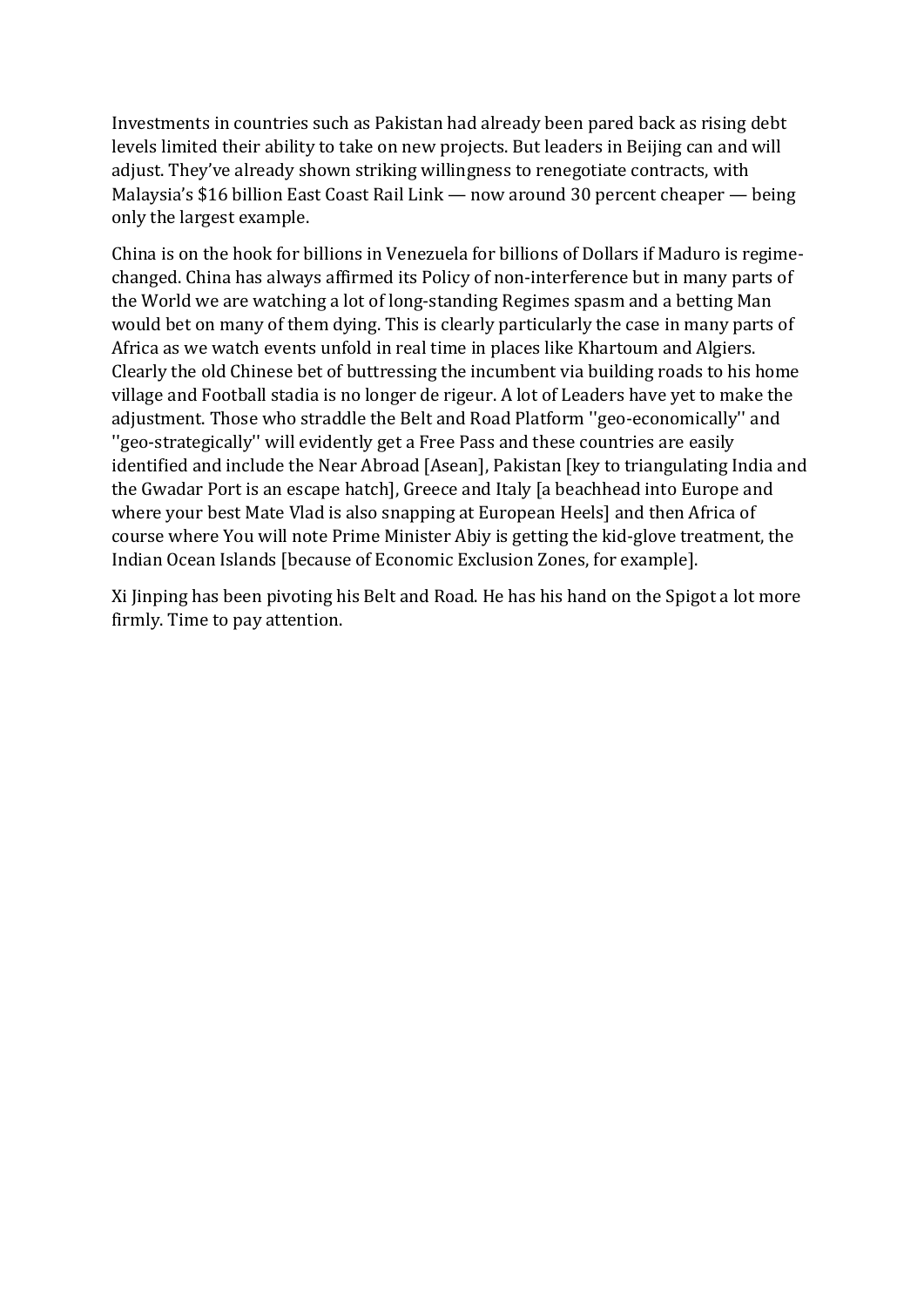Investments in countries such as Pakistan had already been pared back as rising debt levels limited their ability to take on new projects. But leaders in Beijing can and will adjust. They've already shown striking willingness to renegotiate contracts, with Malaysia's $16 billion East Coast Rail Link — now around 30 percent cheaper — being only the largest example.

China is on the hook for billions in Venezuela for billions of Dollars if Maduro is regime-changed. China has always affirmed its Policy of non-interference but in many parts of the World we are watching a lot of long-standing Regimes spasm and a betting Man would bet on many of them dying. This is clearly particularly the case in many parts of Africa as we watch events unfold in real time in places like Khartoum and Algiers. Clearly the old Chinese bet of buttressing the incumbent via building roads to his home village and Football stadia is no longer de rigeur. A lot of Leaders have yet to make the adjustment. Those who straddle the Belt and Road Platform ''geo-economically'' and ''geo-strategically'' will evidently get a Free Pass and these countries are easily identified and include the Near Abroad [Asean], Pakistan [key to triangulating India and the Gwadar Port is an escape hatch], Greece and Italy [a beachhead into Europe and where your best Mate Vlad is also snapping at European Heels] and then Africa of course where You will note Prime Minister Abiy is getting the kid-glove treatment, the Indian Ocean Islands [because of Economic Exclusion Zones, for example].

Xi Jinping has been pivoting his Belt and Road. He has his hand on the Spigot a lot more firmly. Time to pay attention.